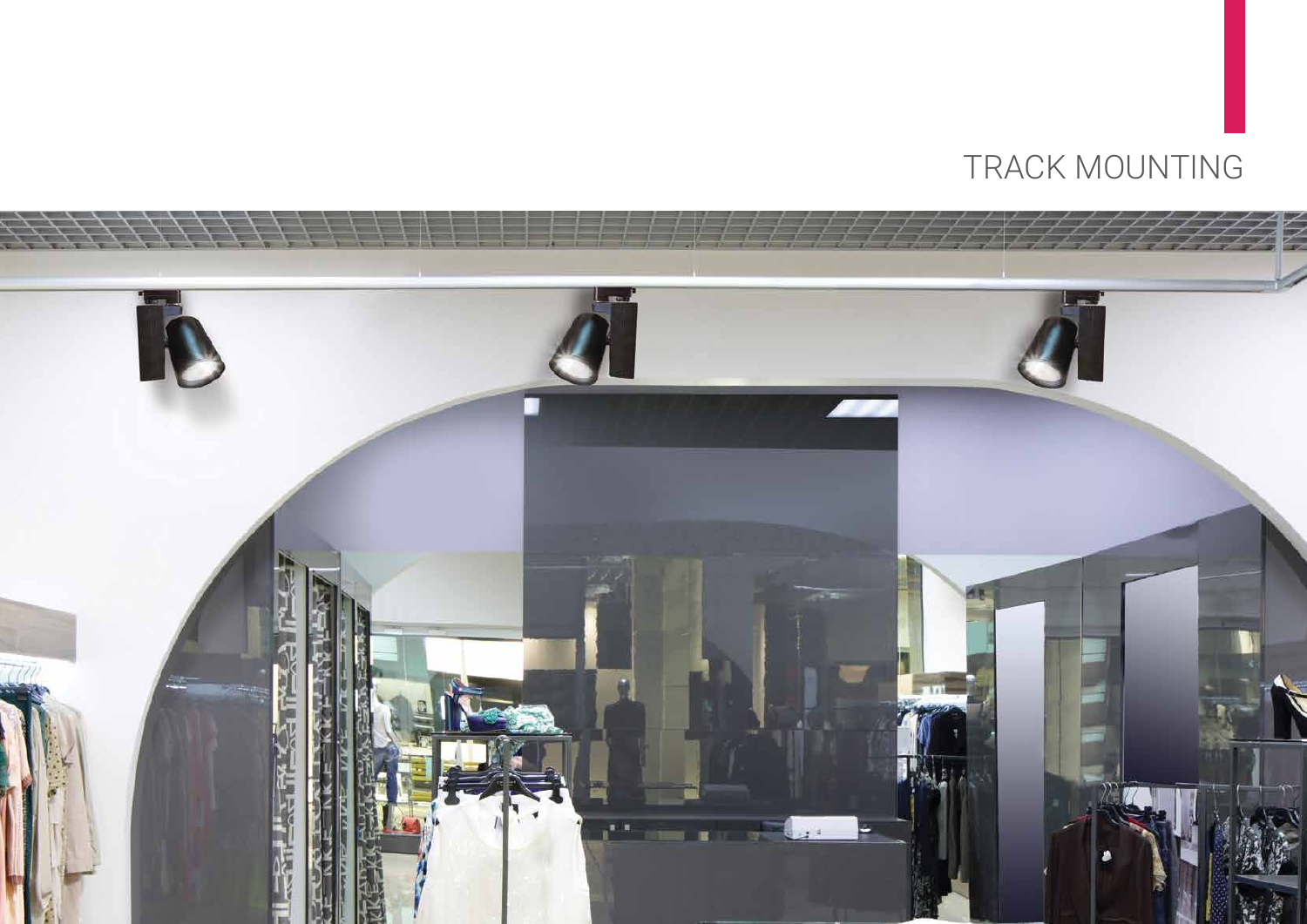# TRACK MOUNTING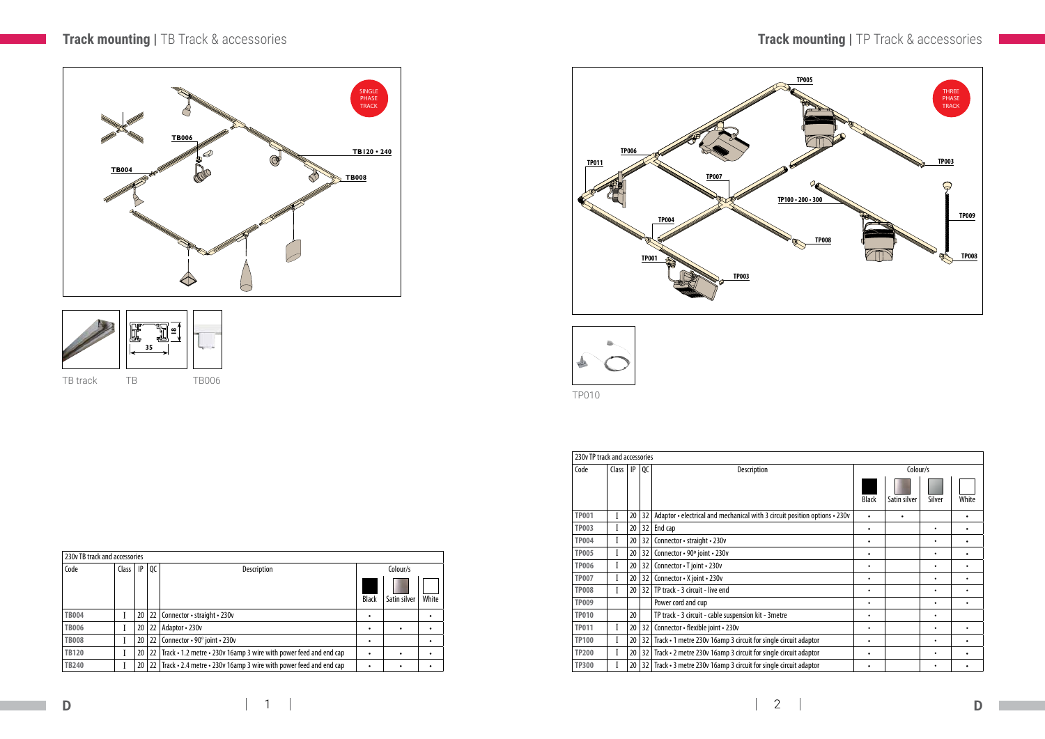## Track mounting | TB Track & accessories

SINGLE PHASE TRACK

TB track　TB　TB006

| 230v TB track and accessories | | | | | | | |
|---|---|---|---|---|---|---|---|
| Code | Class | IP | QC | Description | Colour/s | | |
| | | | | | Black | Satin silver | White |
| TB004 | I | 20 | 22 | Connector • straight • 230v | • | | • |
| TB006 | I | 20 | 22 | Adaptor • 230v | • | • | • |
| TB008 | I | 20 | 22 | Connector • 90° joint • 230v | • | | • |
| TB120 | I | 20 | 22 | Track • 1.2 metre • 230v 16amp 3 wire with power feed and end cap | • | • | • |
| TB240 | I | 20 | 22 | Track • 2.4 metre • 230v 16amp 3 wire with power feed and end cap | • | • | • |

## Track mounting | TP Track & accessories

THREE PHASE TRACK

TP010

| 230v TP track and accessories | | | | | | | | |
|---|---|---|---|---|---|---|---|---|
| Code | Class | IP | QC | Description | Colour/s | | | |
| | | | | | Black | Satin silver | Silver | White |
| TP001 | I | 20 | 32 | Adaptor • electrical and mechanical with 3 circuit position options • 230v | • | • | | • |
| TP003 | I | 20 | 32 | End cap | • | | • | • |
| TP004 | I | 20 | 32 | Connector • straight • 230v | • | | • | • |
| TP005 | I | 20 | 32 | Connector • 90º joint • 230v | • | | • | • |
| TP006 | I | 20 | 32 | Connector • T joint • 230v | • | | • | • |
| TP007 | I | 20 | 32 | Connector • X joint • 230v | • | | • | • |
| TP008 | I | 20 | 32 | TP track • 3 circuit • live end | • | | • | • |
| TP009 | | | | Power cord and cup | • | | • | • |
| TP010 | | 20 | | TP track • 3 circuit • cable suspension kit • 3metre | • | | • | |
| TP011 | I | 20 | 32 | Connector • flexible joint • 230v | • | | • | • |
| TP100 | I | 20 | 32 | Track • 1 metre 230v 16amp 3 circuit for single circuit adaptor | • | | • | • |
| TP200 | I | 20 | 32 | Track • 2 metre 230v 16amp 3 circuit for single circuit adaptor | • | | • | • |
| TP300 | I | 20 | 32 | Track • 3 metre 230v 16amp 3 circuit for single circuit adaptor | • | | • | • |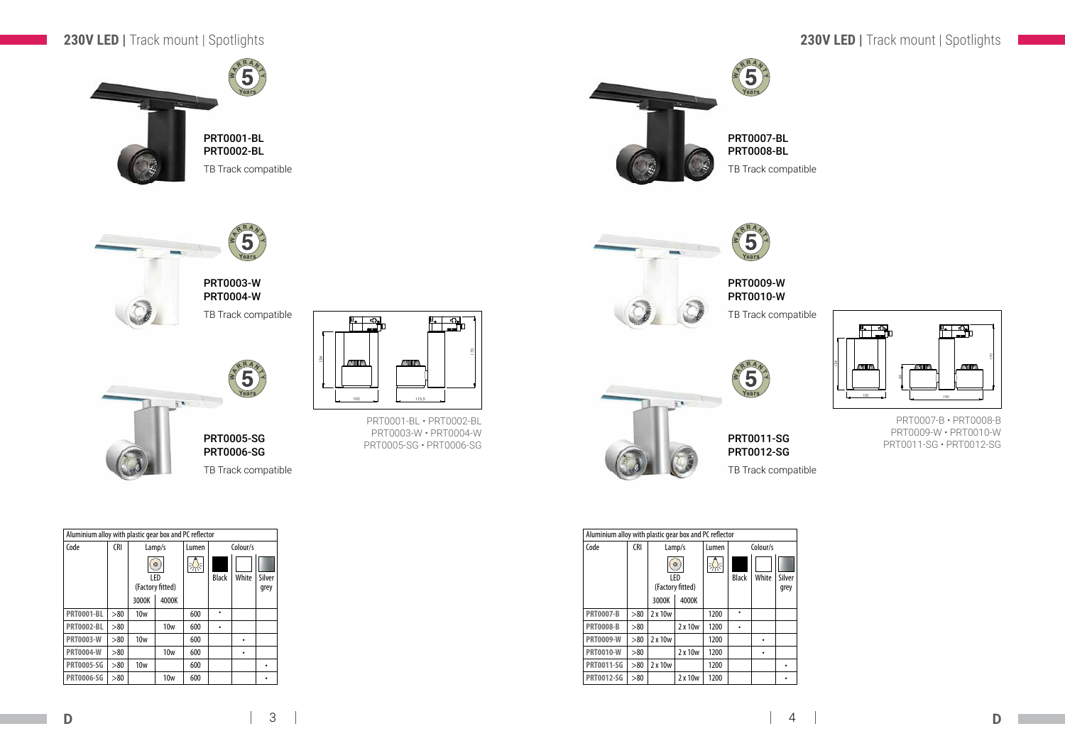## 230V LED | Track mount | Spotlights

PRT0001-BL
PRT0002-BL

TB Track compatible

PRT0003-W
PRT0004-W

TB Track compatible

PRT0005-SG
PRT0006-SG

TB Track compatible

PRT0001-BL • PRT0002-BL
PRT0003-W • PRT0004-W
PRT0005-SG • PRT0006-SG

| Aluminium alloy with plastic gear box and PC reflector | | | | | | | |
|---|---|---|---|---|---|---|---|
| Code | CRI | Lamp/s | | Lumen | Colour/s | | |
| | | LED (Factory fitted) | | | Black | White | Silver grey |
| | | 3000K | 4000K | | | | |
| PRT0001-BL | >80 | 10w | | 600 | • | | |
| PRT0002-BL | >80 | | 10w | 600 | • | | |
| PRT0003-W | >80 | 10w | | 600 | | • | |
| PRT0004-W | >80 | | 10w | 600 | | • | |
| PRT0005-SG | >80 | 10w | | 600 | | | • |
| PRT0006-SG | >80 | | 10w | 600 | | | • |

## 230V LED | Track mount | Spotlights

PRT0007-BL
PRT0008-BL

TB Track compatible

PRT0009-W
PRT0010-W

TB Track compatible

PRT0011-SG
PRT0012-SG

TB Track compatible

PRT0007-B • PRT0008-B
PRT0009-W • PRT0010-W
PRT0011-SG • PRT0012-SG

| Aluminium alloy with plastic gear box and PC reflector | | | | | | | |
|---|---|---|---|---|---|---|---|
| Code | CRI | Lamp/s | | Lumen | Colour/s | | |
| | | LED (Factory fitted) | | | Black | White | Silver grey |
| | | 3000K | 4000K | | | | |
| PRT0007-B | >80 | 2 x 10w | | 1200 | • | | |
| PRT0008-B | >80 | | 2 x 10w | 1200 | • | | |
| PRT0009-W | >80 | 2 x 10w | | 1200 | | • | |
| PRT0010-W | >80 | | 2 x 10w | 1200 | | • | |
| PRT0011-SG | >80 | 2 x 10w | | 1200 | | | • |
| PRT0012-SG | >80 | | 2 x 10w | 1200 | | | • |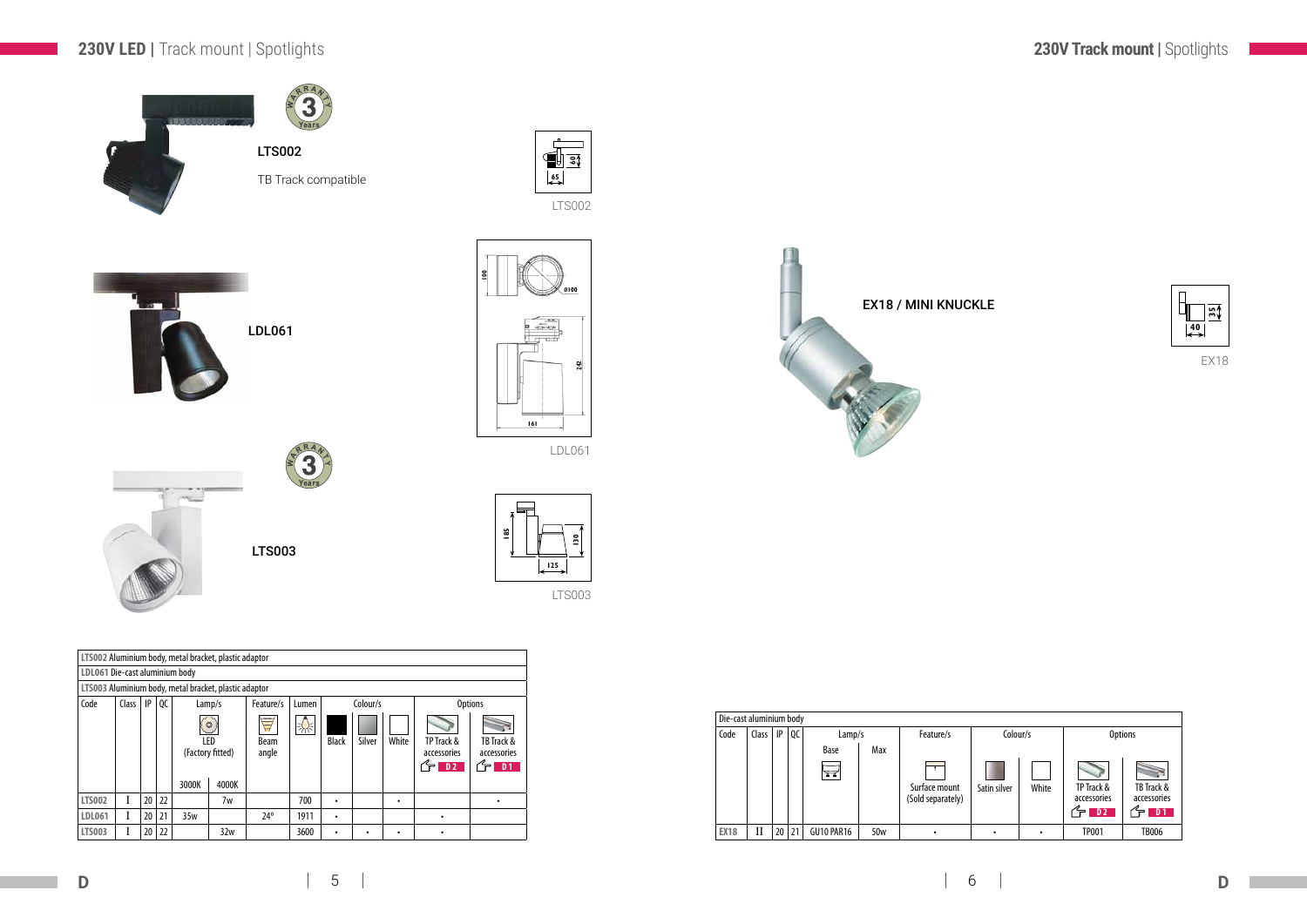## 230V LED | Track mount | Spotlights

**LTS002**

TB Track compatible

LTS002

**LDL061**

LDL061

**LTS003**

LTS003

| LTS002 Aluminium body, metal bracket, plastic adaptor | | | | | | | | | | | | | |
|---|---|---|---|---|---|---|---|---|---|---|---|---|---|
| LDL061 Die-cast aluminium body | | | | | | | | | | | | | |
| LTS003 Aluminium body, metal bracket, plastic adaptor | | | | | | | | | | | | | |
| Code | Class | IP | QC | Lamp/s | | Feature/s | Lumen | Colour/s | | | Options | |
| | | | | LED (Factory fitted) | | Beam angle | | Black | Silver | White | TP Track & accessories D2 | TB Track & accessories D1 |
| | | | | 3000K | 4000K | | | | | | | |
| LTS002 | I | 20 | 22 | | 7w | | 700 | • | | • | | • |
| LDL061 | I | 20 | 21 | 35w | | 24° | 1911 | • | | | • | |
| LTS003 | I | 20 | 22 | | 32w | | 3600 | • | • | • | • | |

## 230V Track mount | Spotlights

**EX18 / MINI KNUCKLE**

EX18

| Die-cast aluminium body | | | | | | | | | | |
|---|---|---|---|---|---|---|---|---|---|---|
| Code | Class | IP | QC | Lamp/s | | Feature/s | Colour/s | | Options | |
| | | | | Base | Max | Surface mount (Sold separately) | Satin silver | White | TP Track & accessories D2 | TB Track & accessories D1 |
| EX18 | II | 20 | 21 | GU10 PAR16 | 50w | • | • | • | TP001 | TB006 |